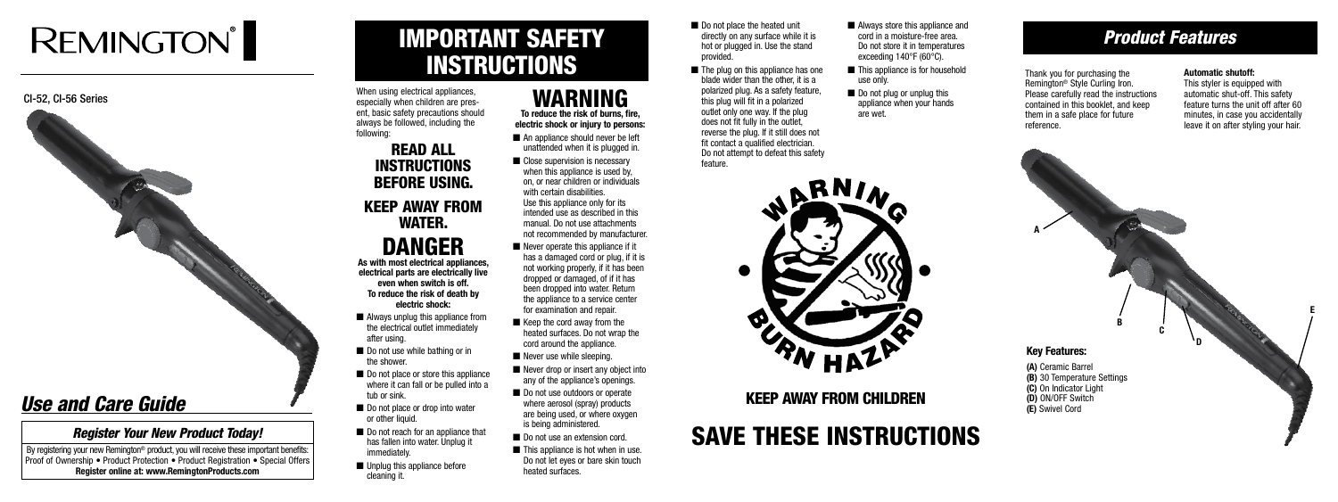# REMINGTON®

CI-52, CI-56 Series

## *Use and Care Guide*

### *Register Your New Product Today!*

By registering your new Remington® product, you will receive these important benefits:
Proof of Ownership • Product Protection • Product Registration • Special Offers
**Register online at: www.RemingtonProducts.com**

# IMPORTANT SAFETY INSTRUCTIONS

When using electrical appliances, especially when children are present, basic safety precautions should always be followed, including the following:

## READ ALL INSTRUCTIONS BEFORE USING.

## KEEP AWAY FROM WATER.

# DANGER

**As with most electrical appliances, electrical parts are electrically live even when switch is off. To reduce the risk of death by electric shock:**

- Always unplug this appliance from the electrical outlet immediately after using.
- Do not use while bathing or in the shower.
- Do not place or store this appliance where it can fall or be pulled into a tub or sink.
- Do not place or drop into water or other liquid.
- Do not reach for an appliance that has fallen into water. Unplug it immediately.
- Unplug this appliance before cleaning it.

# WARNING

**To reduce the risk of burns, fire, electric shock or injury to persons:**

- An appliance should never be left unattended when it is plugged in.
- Close supervision is necessary when this appliance is used by, on, or near children or individuals with certain disabilities. Use this appliance only for its intended use as described in this manual. Do not use attachments not recommended by manufacturer.
- Never operate this appliance if it has a damaged cord or plug, if it is not working properly, if it has been dropped or damaged, of if it has been dropped into water. Return the appliance to a service center for examination and repair.
- Keep the cord away from the heated surfaces. Do not wrap the cord around the appliance.
- Never use while sleeping.
- Never drop or insert any object into any of the appliance's openings.
- Do not use outdoors or operate where aerosol (spray) products are being used, or where oxygen is being administered.
- Do not use an extension cord.
- This appliance is hot when in use. Do not let eyes or bare skin touch heated surfaces.
- Do not place the heated unit directly on any surface while it is hot or plugged in. Use the stand provided.
- The plug on this appliance has one blade wider than the other, it is a polarized plug. As a safety feature, this plug will fit in a polarized outlet only one way. If the plug does not fit fully in the outlet, reverse the plug. If it still does not fit contact a qualified electrician. Do not attempt to defeat this safety feature.
- Always store this appliance and cord in a moisture-free area. Do not store it in temperatures exceeding 140°F (60°C).
- This appliance is for household use only.
- Do not plug or unplug this appliance when your hands are wet.

WARNING BURN HAZARD

## KEEP AWAY FROM CHILDREN

# SAVE THESE INSTRUCTIONS

## *Product Features*

Thank you for purchasing the Remington® Style Curling Iron. Please carefully read the instructions contained in this booklet, and keep them in a safe place for future reference.

**Automatic shutoff:**
This styler is equipped with automatic shut-off. This safety feature turns the unit off after 60 minutes, in case you accidentally leave it on after styling your hair.

### Key Features:

**(A)** Ceramic Barrel
**(B)** 30 Temperature Settings
**(C)** On Indicator Light
**(D)** ON/OFF Switch
**(E)** Swivel Cord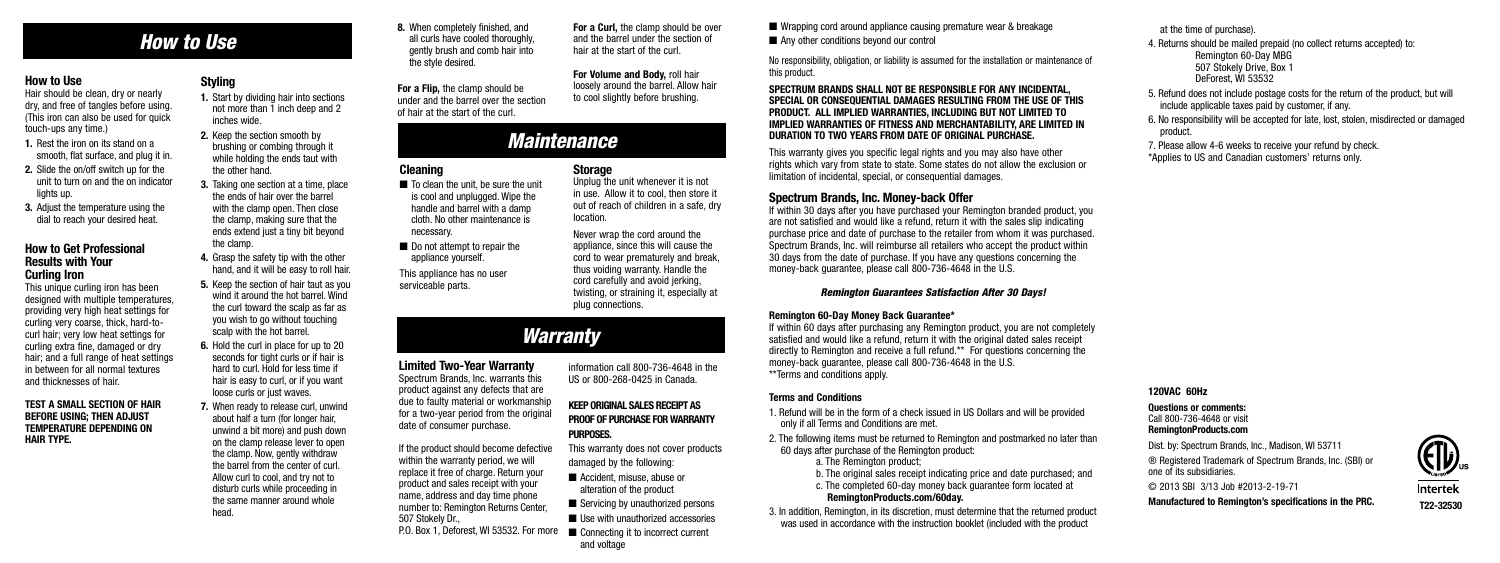# How to Use

## How to Use

Hair should be clean, dry or nearly dry, and free of tangles before using. (This iron can also be used for quick touch-ups any time.)

1. Rest the iron on its stand on a smooth, flat surface, and plug it in.
2. Slide the on/off switch up for the unit to turn on and the on indicator lights up.
3. Adjust the temperature using the dial to reach your desired heat.

## How to Get Professional Results with Your Curling Iron

This unique curling iron has been designed with multiple temperatures, providing very high heat settings for curling very coarse, thick, hard-to-curl hair; very low heat settings for curling extra fine, damaged or dry hair; and a full range of heat settings in between for all normal textures and thicknesses of hair.

**TEST A SMALL SECTION OF HAIR BEFORE USING; THEN ADJUST TEMPERATURE DEPENDING ON HAIR TYPE.**

## Styling

1. Start by dividing hair into sections not more than 1 inch deep and 2 inches wide.
2. Keep the section smooth by brushing or combing through it while holding the ends taut with the other hand.
3. Taking one section at a time, place the ends of hair over the barrel with the clamp open. Then close the clamp, making sure that the ends extend just a tiny bit beyond the clamp.
4. Grasp the safety tip with the other hand, and it will be easy to roll hair.
5. Keep the section of hair taut as you wind it around the hot barrel. Wind the curl toward the scalp as far as you wish to go without touching scalp with the hot barrel.
6. Hold the curl in place for up to 20 seconds for tight curls or if hair is hard to curl. Hold for less time if hair is easy to curl, or if you want loose curls or just waves.
7. When ready to release curl, unwind about half a turn (for longer hair, unwind a bit more) and push down on the clamp release lever to open the clamp. Now, gently withdraw the barrel from the center of curl. Allow curl to cool, and try not to disturb curls while proceeding in the same manner around whole head.
8. When completely finished, and all curls have cooled thoroughly, gently brush and comb hair into the style desired.

**For a Flip,** the clamp should be under and the barrel over the section of hair at the start of the curl.

**For a Curl,** the clamp should be over and the barrel under the section of hair at the start of the curl.

**For Volume and Body,** roll hair loosely around the barrel. Allow hair to cool slightly before brushing.

# Maintenance

## Cleaning

- To clean the unit, be sure the unit is cool and unplugged. Wipe the handle and barrel with a damp cloth. No other maintenance is necessary.
- Do not attempt to repair the appliance yourself.

This appliance has no user serviceable parts.

## Storage

Unplug the unit whenever it is not in use. Allow it to cool, then store it out of reach of children in a safe, dry location.

Never wrap the cord around the appliance, since this will cause the cord to wear prematurely and break, thus voiding warranty. Handle the cord carefully and avoid jerking, twisting, or straining it, especially at plug connections.

# Warranty

## Limited Two-Year Warranty

Spectrum Brands, Inc. warrants this product against any defects that are due to faulty material or workmanship for a two-year period from the original date of consumer purchase.

If the product should become defective within the warranty period, we will replace it free of charge. Return your product and sales receipt with your name, address and day time phone number to: Remington Returns Center, 507 Stokely Dr., P.O. Box 1, Deforest, WI 53532. For more information call 800-736-4648 in the US or 800-268-0425 in Canada.

**KEEP ORIGINAL SALES RECEIPT AS PROOF OF PURCHASE FOR WARRANTY PURPOSES.**

This warranty does not cover products damaged by the following:

- Accident, misuse, abuse or alteration of the product
- Servicing by unauthorized persons
- Use with unauthorized accessories
- Connecting it to incorrect current and voltage
- Wrapping cord around appliance causing premature wear & breakage
- Any other conditions beyond our control

No responsibility, obligation, or liability is assumed for the installation or maintenance of this product.

**SPECTRUM BRANDS SHALL NOT BE RESPONSIBLE FOR ANY INCIDENTAL, SPECIAL OR CONSEQUENTIAL DAMAGES RESULTING FROM THE USE OF THIS PRODUCT. ALL IMPLIED WARRANTIES, INCLUDING BUT NOT LIMITED TO IMPLIED WARRANTIES OF FITNESS AND MERCHANTABILITY, ARE LIMITED IN DURATION TO TWO YEARS FROM DATE OF ORIGINAL PURCHASE.**

This warranty gives you specific legal rights and you may also have other rights which vary from state to state. Some states do not allow the exclusion or limitation of incidental, special, or consequential damages.

## Spectrum Brands, Inc. Money-back Offer

If within 30 days after you have purchased your Remington branded product, you are not satisfied and would like a refund, return it with the sales slip indicating purchase price and date of purchase to the retailer from whom it was purchased. Spectrum Brands, Inc. will reimburse all retailers who accept the product within 30 days from the date of purchase. If you have any questions concerning the money-back guarantee, please call 800-736-4648 in the U.S.

***Remington Guarantees Satisfaction After 30 Days!***

**Remington 60-Day Money Back Guarantee***

If within 60 days after purchasing any Remington product, you are not completely satisfied and would like a refund, return it with the original dated sales receipt directly to Remington and receive a full refund.** For questions concerning the money-back guarantee, please call 800-736-4648 in the U.S.

**Terms and conditions apply.

**Terms and Conditions**

1. Refund will be in the form of a check issued in US Dollars and will be provided only if all Terms and Conditions are met.
2. The following items must be returned to Remington and postmarked no later than 60 days after purchase of the Remington product:
   a. The Remington product;
   b. The original sales receipt indicating price and date purchased; and
   c. The completed 60-day money back guarantee form located at **RemingtonProducts.com/60day.**
3. In addition, Remington, in its discretion, must determine that the returned product was used in accordance with the instruction booklet (included with the product at the time of purchase).
4. Returns should be mailed prepaid (no collect returns accepted) to:
   Remington 60-Day MBG
   507 Stokely Drive, Box 1
   DeForest, WI 53532
5. Refund does not include postage costs for the return of the product, but will include applicable taxes paid by customer, if any.
6. No responsibility will be accepted for late, lost, stolen, misdirected or damaged product.
7. Please allow 4-6 weeks to receive your refund by check.

*Applies to US and Canadian customers' returns only.

**120VAC 60Hz**

**Questions or comments:**
Call 800-736-4648 or visit
**RemingtonProducts.com**

Dist. by: Spectrum Brands, Inc., Madison, WI 53711

® Registered Trademark of Spectrum Brands, Inc. (SBI) or one of its subsidiaries.

© 2013 SBI 3/13 Job #2013-2-19-71

**Manufactured to Remington's specifications in the PRC.**

Intertek

T22-32530